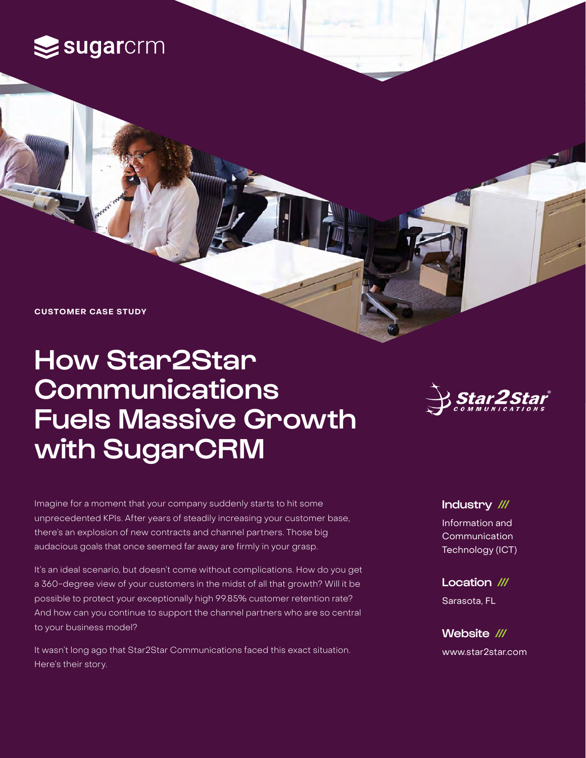sugarcrm

**CUSTOMER CASE STUDY**

# How Star2Star Communications Fuels Massive Growth with SugarCRM

Star2Star COMMUNICATIONS

Imagine for a moment that your company suddenly starts to hit some unprecedented KPIs. After years of steadily increasing your customer base, there's an explosion of new contracts and channel partners. Those big audacious goals that once seemed far away are firmly in your grasp.

It's an ideal scenario, but doesn't come without complications. How do you get a 360-degree view of your customers in the midst of all that growth? Will it be possible to protect your exceptionally high 99.85% customer retention rate? And how can you continue to support the channel partners who are so central to your business model?

It wasn't long ago that Star2Star Communications faced this exact situation. Here's their story.

**Industry ///**

Information and Communication Technology (ICT)

**Location ///**

Sarasota, FL

**Website ///**

www.star2star.com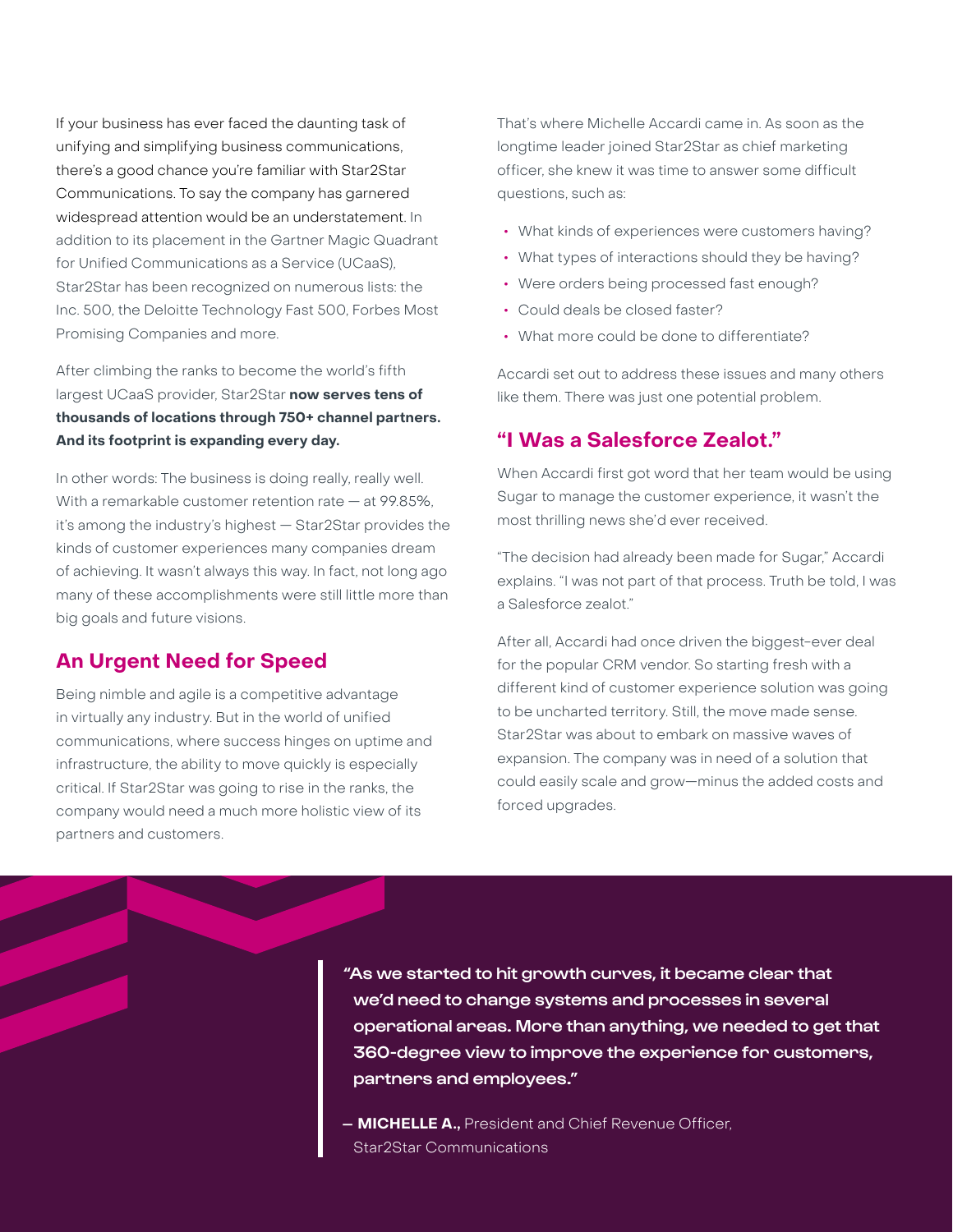If your business has ever faced the daunting task of unifying and simplifying business communications, there's a good chance you're familiar with Star2Star Communications. To say the company has garnered widespread attention would be an understatement. In addition to its placement in the Gartner Magic Quadrant for Unified Communications as a Service (UCaaS), Star2Star has been recognized on numerous lists: the Inc. 500, the Deloitte Technology Fast 500, Forbes Most Promising Companies and more.

After climbing the ranks to become the world's fifth largest UCaaS provider, Star2Star **now serves tens of thousands of locations through 750+ channel partners. And its footprint is expanding every day.**

In other words: The business is doing really, really well. With a remarkable customer retention rate — at 99.85%, it's among the industry's highest — Star2Star provides the kinds of customer experiences many companies dream of achieving. It wasn't always this way. In fact, not long ago many of these accomplishments were still little more than big goals and future visions.

## An Urgent Need for Speed

Being nimble and agile is a competitive advantage in virtually any industry. But in the world of unified communications, where success hinges on uptime and infrastructure, the ability to move quickly is especially critical. If Star2Star was going to rise in the ranks, the company would need a much more holistic view of its partners and customers.

That's where Michelle Accardi came in. As soon as the longtime leader joined Star2Star as chief marketing officer, she knew it was time to answer some difficult questions, such as:

- What kinds of experiences were customers having?
- What types of interactions should they be having?
- Were orders being processed fast enough?
- Could deals be closed faster?
- What more could be done to differentiate?

Accardi set out to address these issues and many others like them. There was just one potential problem.

## "I Was a Salesforce Zealot."

When Accardi first got word that her team would be using Sugar to manage the customer experience, it wasn't the most thrilling news she'd ever received.

"The decision had already been made for Sugar," Accardi explains. "I was not part of that process. Truth be told, I was a Salesforce zealot."

After all, Accardi had once driven the biggest-ever deal for the popular CRM vendor. So starting fresh with a different kind of customer experience solution was going to be uncharted territory. Still, the move made sense. Star2Star was about to embark on massive waves of expansion. The company was in need of a solution that could easily scale and grow—minus the added costs and forced upgrades.

> **"As we started to hit growth curves, it became clear that we'd need to change systems and processes in several operational areas. More than anything, we needed to get that 360-degree view to improve the experience for customers, partners and employees."**
>
> — **MICHELLE A.,** President and Chief Revenue Officer, Star2Star Communications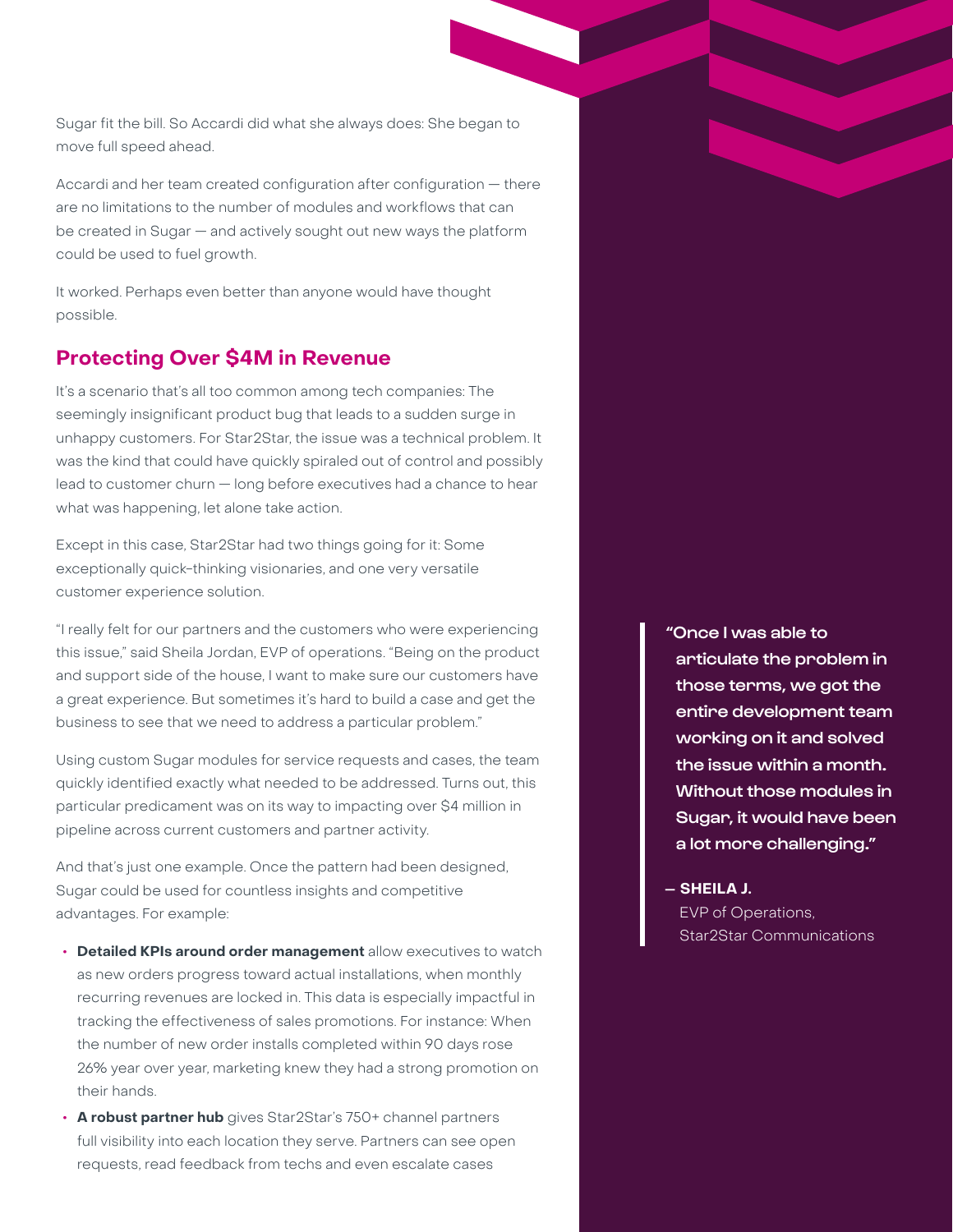Sugar fit the bill. So Accardi did what she always does: She began to move full speed ahead.

Accardi and her team created configuration after configuration — there are no limitations to the number of modules and workflows that can be created in Sugar — and actively sought out new ways the platform could be used to fuel growth.

It worked. Perhaps even better than anyone would have thought possible.

## Protecting Over $4M in Revenue

It's a scenario that's all too common among tech companies: The seemingly insignificant product bug that leads to a sudden surge in unhappy customers. For Star2Star, the issue was a technical problem. It was the kind that could have quickly spiraled out of control and possibly lead to customer churn — long before executives had a chance to hear what was happening, let alone take action.

Except in this case, Star2Star had two things going for it: Some exceptionally quick-thinking visionaries, and one very versatile customer experience solution.

"I really felt for our partners and the customers who were experiencing this issue," said Sheila Jordan, EVP of operations. "Being on the product and support side of the house, I want to make sure our customers have a great experience. But sometimes it's hard to build a case and get the business to see that we need to address a particular problem."

Using custom Sugar modules for service requests and cases, the team quickly identified exactly what needed to be addressed. Turns out, this particular predicament was on its way to impacting over $4 million in pipeline across current customers and partner activity.

And that's just one example. Once the pattern had been designed, Sugar could be used for countless insights and competitive advantages. For example:

- **Detailed KPIs around order management** allow executives to watch as new orders progress toward actual installations, when monthly recurring revenues are locked in. This data is especially impactful in tracking the effectiveness of sales promotions. For instance: When the number of new order installs completed within 90 days rose 26% year over year, marketing knew they had a strong promotion on their hands.
- **A robust partner hub** gives Star2Star's 750+ channel partners full visibility into each location they serve. Partners can see open requests, read feedback from techs and even escalate cases

> **"Once I was able to articulate the problem in those terms, we got the entire development team working on it and solved the issue within a month. Without those modules in Sugar, it would have been a lot more challenging."**
>
> **— SHEILA J.**
> EVP of Operations,
> Star2Star Communications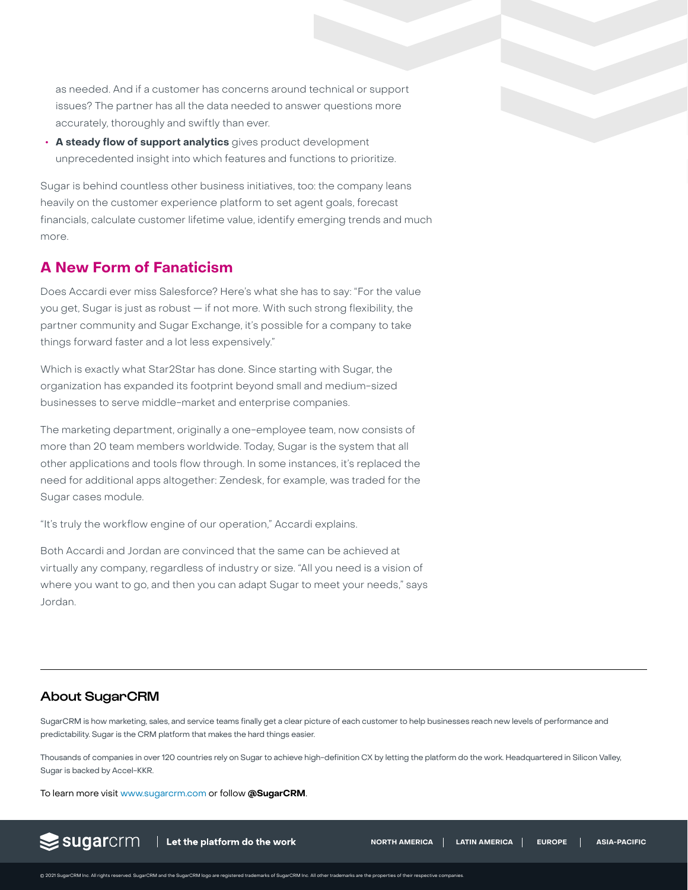as needed. And if a customer has concerns around technical or support issues? The partner has all the data needed to answer questions more accurately, thoroughly and swiftly than ever.

- **A steady flow of support analytics** gives product development unprecedented insight into which features and functions to prioritize.

Sugar is behind countless other business initiatives, too: the company leans heavily on the customer experience platform to set agent goals, forecast financials, calculate customer lifetime value, identify emerging trends and much more.

## A New Form of Fanaticism

Does Accardi ever miss Salesforce? Here's what she has to say: "For the value you get, Sugar is just as robust — if not more. With such strong flexibility, the partner community and Sugar Exchange, it's possible for a company to take things forward faster and a lot less expensively."

Which is exactly what Star2Star has done. Since starting with Sugar, the organization has expanded its footprint beyond small and medium-sized businesses to serve middle-market and enterprise companies.

The marketing department, originally a one-employee team, now consists of more than 20 team members worldwide. Today, Sugar is the system that all other applications and tools flow through. In some instances, it's replaced the need for additional apps altogether: Zendesk, for example, was traded for the Sugar cases module.

"It's truly the workflow engine of our operation," Accardi explains.

Both Accardi and Jordan are convinced that the same can be achieved at virtually any company, regardless of industry or size. "All you need is a vision of where you want to go, and then you can adapt Sugar to meet your needs," says Jordan.

---

## About SugarCRM

SugarCRM is how marketing, sales, and service teams finally get a clear picture of each customer to help businesses reach new levels of performance and predictability. Sugar is the CRM platform that makes the hard things easier.

Thousands of companies in over 120 countries rely on Sugar to achieve high-definition CX by letting the platform do the work. Headquartered in Silicon Valley, Sugar is backed by Accel-KKR.

To learn more visit www.sugarcrm.com or follow **@SugarCRM**.

sugarcrm | **Let the platform do the work**

**NORTH AMERICA** | **LATIN AMERICA** | **EUROPE** | **ASIA-PACIFIC**

© 2021 SugarCRM Inc. All rights reserved. SugarCRM and the SugarCRM logo are registered trademarks of SugarCRM Inc. All other trademarks are the properties of their respective companies.